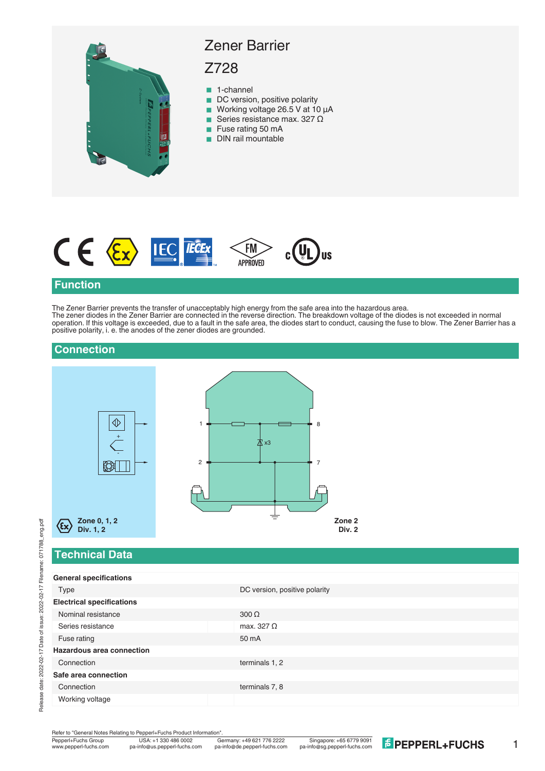# Zener Barrier

# Z728

- 1-channel
- DC version, positive polarity
- Working voltage 26.5 V at 10 µA
- Series resistance max. 327 Ω
- Fuse rating 50 mA
- DIN rail mountable

## Function

The Zener Barrier prevents the transfer of unacceptably high energy from the safe area into the hazardous area.
The zener diodes in the Zener Barrier are connected in the reverse direction. The breakdown voltage of the diodes is not exceeded in normal operation. If this voltage is exceeded, due to a fault in the safe area, the diodes start to conduct, causing the fuse to blow. The Zener Barrier has a positive polarity, i. e. the anodes of the zener diodes are grounded.

## Connection

Zone 0, 1, 2
Div. 1, 2

Zone 2
Div. 2

## Technical Data

| General specifications | |
|---|---|
| Type | DC version, positive polarity |
| **Electrical specifications** | |
| Nominal resistance | 300 Ω |
| Series resistance | max. 327 Ω |
| Fuse rating | 50 mA |
| **Hazardous area connection** | |
| Connection | terminals 1, 2 |
| **Safe area connection** | |
| Connection | terminals 7, 8 |
| Working voltage | |

Refer to "General Notes Relating to Pepperl+Fuchs Product Information".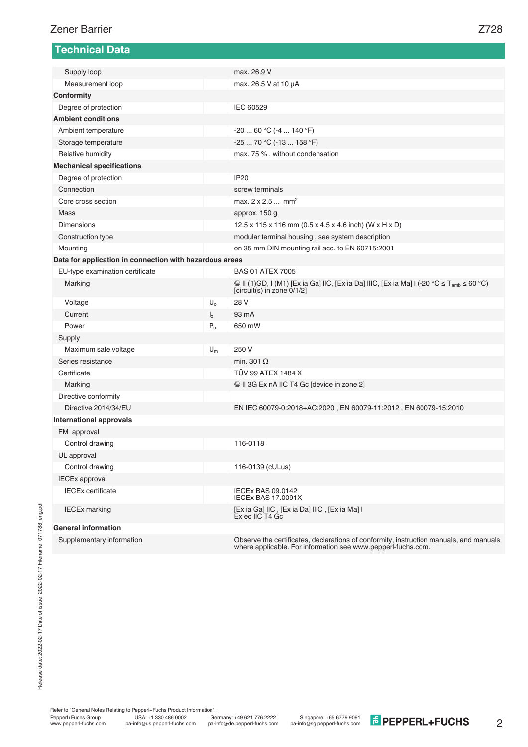## Technical Data

| | | |
|---|---|---|
| Supply loop | | max. 26.9 V |
| Measurement loop | | max. 26.5 V at 10 µA |
| **Conformity** | | |
| Degree of protection | | IEC 60529 |
| **Ambient conditions** | | |
| Ambient temperature | | -20 ... 60 °C (-4 ... 140 °F) |
| Storage temperature | | -25 ... 70 °C (-13 ... 158 °F) |
| Relative humidity | | max. 75 % , without condensation |
| **Mechanical specifications** | | |
| Degree of protection | | IP20 |
| Connection | | screw terminals |
| Core cross section | | max. 2 x 2.5 ... $mm^2$ |
| Mass | | approx. 150 g |
| Dimensions | | 12.5 x 115 x 116 mm (0.5 x 4.5 x 4.6 inch) (W x H x D) |
| Construction type | | modular terminal housing , see system description |
| Mounting | | on 35 mm DIN mounting rail acc. to EN 60715:2001 |
| **Data for application in connection with hazardous areas** | | |
| EU-type examination certificate | | BAS 01 ATEX 7005 |
| Marking | | Ⓔx II (1)GD, I (M1) [Ex ia Ga] IIC, [Ex ia Da] IIIC, [Ex ia Ma] I (-20 °C ≤ $T_{amb}$ ≤ 60 °C) [circuit(s) in zone 0/1/2] |
| Voltage | $U_o$ | 28 V |
| Current | $I_o$ | 93 mA |
| Power | $P_o$ | 650 mW |
| Supply | | |
| Maximum safe voltage | $U_m$ | 250 V |
| Series resistance | | min. 301 Ω |
| Certificate | | TÜV 99 ATEX 1484 X |
| Marking | | Ⓔx II 3G Ex nA IIC T4 Gc [device in zone 2] |
| Directive conformity | | |
| Directive 2014/34/EU | | EN IEC 60079-0:2018+AC:2020 , EN 60079-11:2012 , EN 60079-15:2010 |
| **International approvals** | | |
| FM approval | | |
| Control drawing | | 116-0118 |
| UL approval | | |
| Control drawing | | 116-0139 (cULus) |
| IECEx approval | | |
| IECEx certificate | | IECEx BAS 09.0142<br>IECEx BAS 17.0091X |
| IECEx marking | | [Ex ia Ga] IIC , [Ex ia Da] IIIC , [Ex ia Ma] I<br>Ex ec IIC T4 Gc |
| **General information** | | |
| Supplementary information | | Observe the certificates, declarations of conformity, instruction manuals, and manuals where applicable. For information see www.pepperl-fuchs.com. |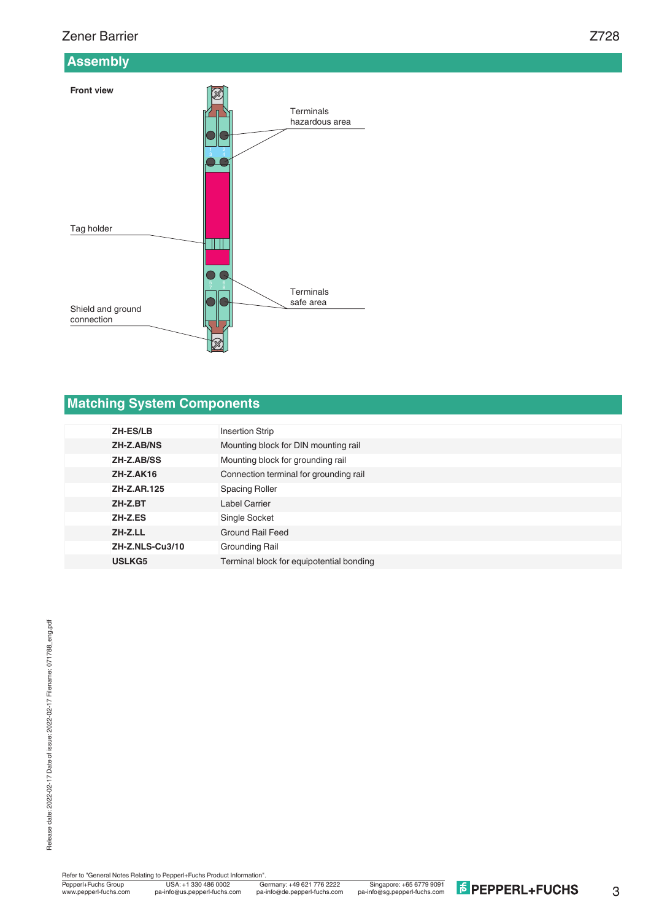## Assembly

**Front view**

Terminals hazardous area

Tag holder

Terminals safe area

Shield and ground connection

## Matching System Components

| | |
|---|---|
| **ZH-ES/LB** | Insertion Strip |
| **ZH-Z.AB/NS** | Mounting block for DIN mounting rail |
| **ZH-Z.AB/SS** | Mounting block for grounding rail |
| **ZH-Z.AK16** | Connection terminal for grounding rail |
| **ZH-Z.AR.125** | Spacing Roller |
| **ZH-Z.BT** | Label Carrier |
| **ZH-Z.ES** | Single Socket |
| **ZH-Z.LL** | Ground Rail Feed |
| **ZH-Z.NLS-Cu3/10** | Grounding Rail |
| **USLKG5** | Terminal block for equipotential bonding |